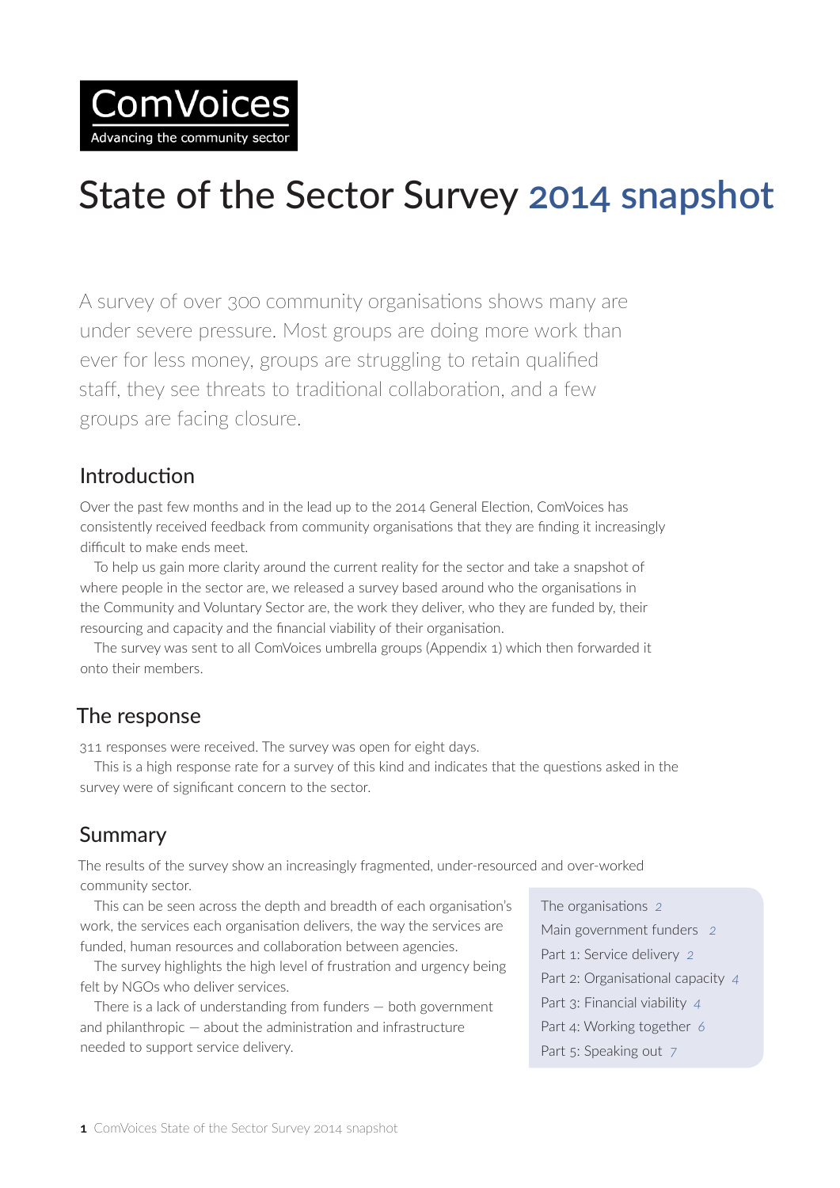ComVoices
Advancing the community sector

# State of the Sector Survey 2014 snapshot

A survey of over 300 community organisations shows many are under severe pressure. Most groups are doing more work than ever for less money, groups are struggling to retain qualified staff, they see threats to traditional collaboration, and a few groups are facing closure.

## Introduction

Over the past few months and in the lead up to the 2014 General Election, ComVoices has consistently received feedback from community organisations that they are finding it increasingly difficult to make ends meet.

To help us gain more clarity around the current reality for the sector and take a snapshot of where people in the sector are, we released a survey based around who the organisations in the Community and Voluntary Sector are, the work they deliver, who they are funded by, their resourcing and capacity and the financial viability of their organisation.

The survey was sent to all ComVoices umbrella groups (Appendix 1) which then forwarded it onto their members.

## The response

311 responses were received. The survey was open for eight days.

This is a high response rate for a survey of this kind and indicates that the questions asked in the survey were of significant concern to the sector.

## Summary

The results of the survey show an increasingly fragmented, under-resourced and over-worked community sector.

This can be seen across the depth and breadth of each organisation's work, the services each organisation delivers, the way the services are funded, human resources and collaboration between agencies.

The survey highlights the high level of frustration and urgency being felt by NGOs who deliver services.

There is a lack of understanding from funders — both government and philanthropic — about the administration and infrastructure needed to support service delivery.

- The organisations 2
- Main government funders 2
- Part 1: Service delivery 2
- Part 2: Organisational capacity 4
- Part 3: Financial viability 4
- Part 4: Working together 6
- Part 5: Speaking out 7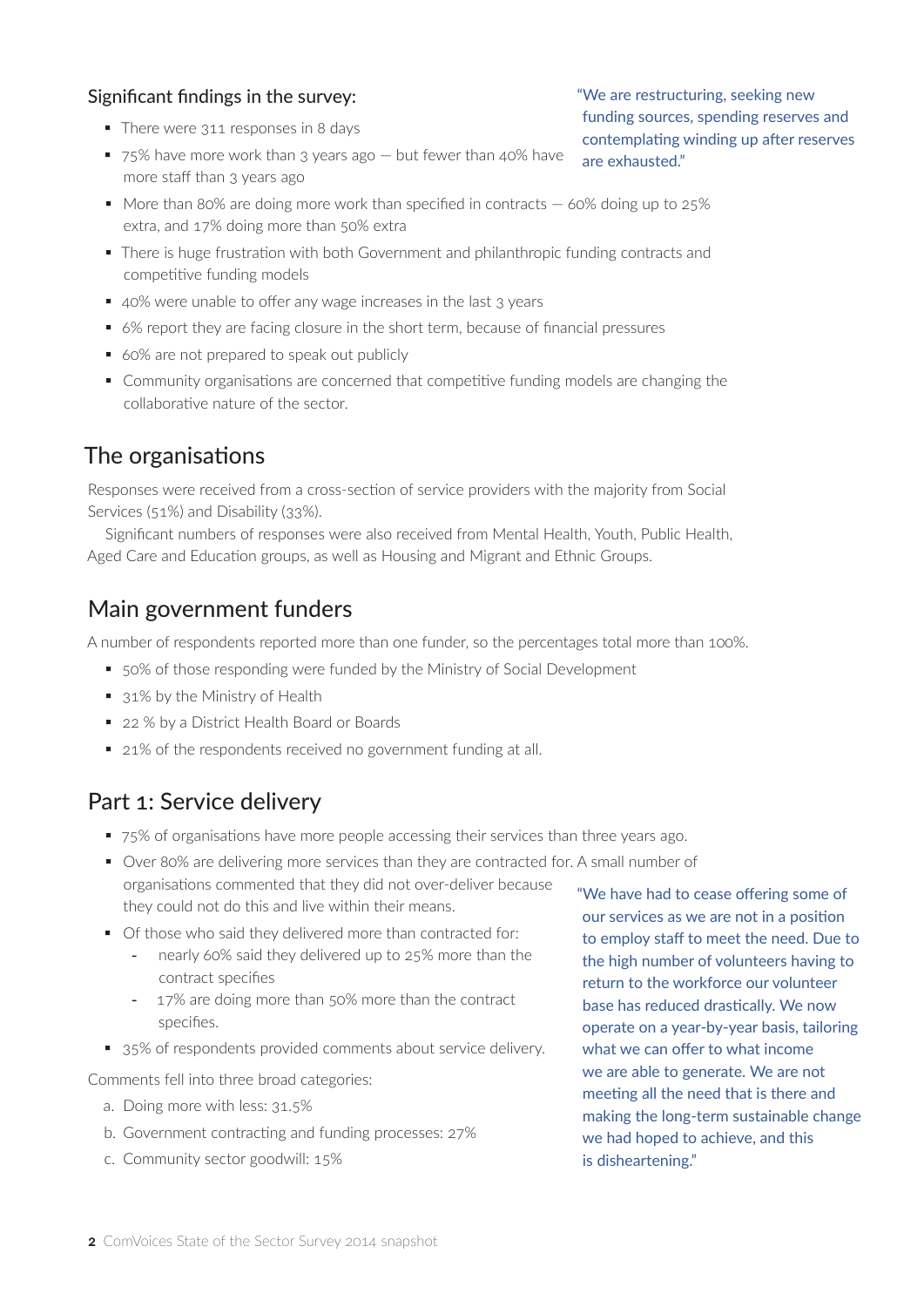### Significant findings in the survey:

- There were 311 responses in 8 days
- 75% have more work than 3 years ago — but fewer than 40% have more staff than 3 years ago
- More than 80% are doing more work than specified in contracts — 60% doing up to 25% extra, and 17% doing more than 50% extra
- There is huge frustration with both Government and philanthropic funding contracts and competitive funding models
- 40% were unable to offer any wage increases in the last 3 years
- 6% report they are facing closure in the short term, because of financial pressures
- 60% are not prepared to speak out publicly
- Community organisations are concerned that competitive funding models are changing the collaborative nature of the sector.

> "We are restructuring, seeking new funding sources, spending reserves and contemplating winding up after reserves are exhausted."

## The organisations

Responses were received from a cross-section of service providers with the majority from Social Services (51%) and Disability (33%).

Significant numbers of responses were also received from Mental Health, Youth, Public Health, Aged Care and Education groups, as well as Housing and Migrant and Ethnic Groups.

## Main government funders

A number of respondents reported more than one funder, so the percentages total more than 100%.

- 50% of those responding were funded by the Ministry of Social Development
- 31% by the Ministry of Health
- 22 % by a District Health Board or Boards
- 21% of the respondents received no government funding at all.

## Part 1: Service delivery

- 75% of organisations have more people accessing their services than three years ago.
- Over 80% are delivering more services than they are contracted for. A small number of organisations commented that they did not over-deliver because they could not do this and live within their means.
- Of those who said they delivered more than contracted for:
  - nearly 60% said they delivered up to 25% more than the contract specifies
  - 17% are doing more than 50% more than the contract specifies.
- 35% of respondents provided comments about service delivery.

Comments fell into three broad categories:

a. Doing more with less: 31.5%
b. Government contracting and funding processes: 27%
c. Community sector goodwill: 15%

> "We have had to cease offering some of our services as we are not in a position to employ staff to meet the need. Due to the high number of volunteers having to return to the workforce our volunteer base has reduced drastically. We now operate on a year-by-year basis, tailoring what we can offer to what income we are able to generate. We are not meeting all the need that is there and making the long-term sustainable change we had hoped to achieve, and this is disheartening."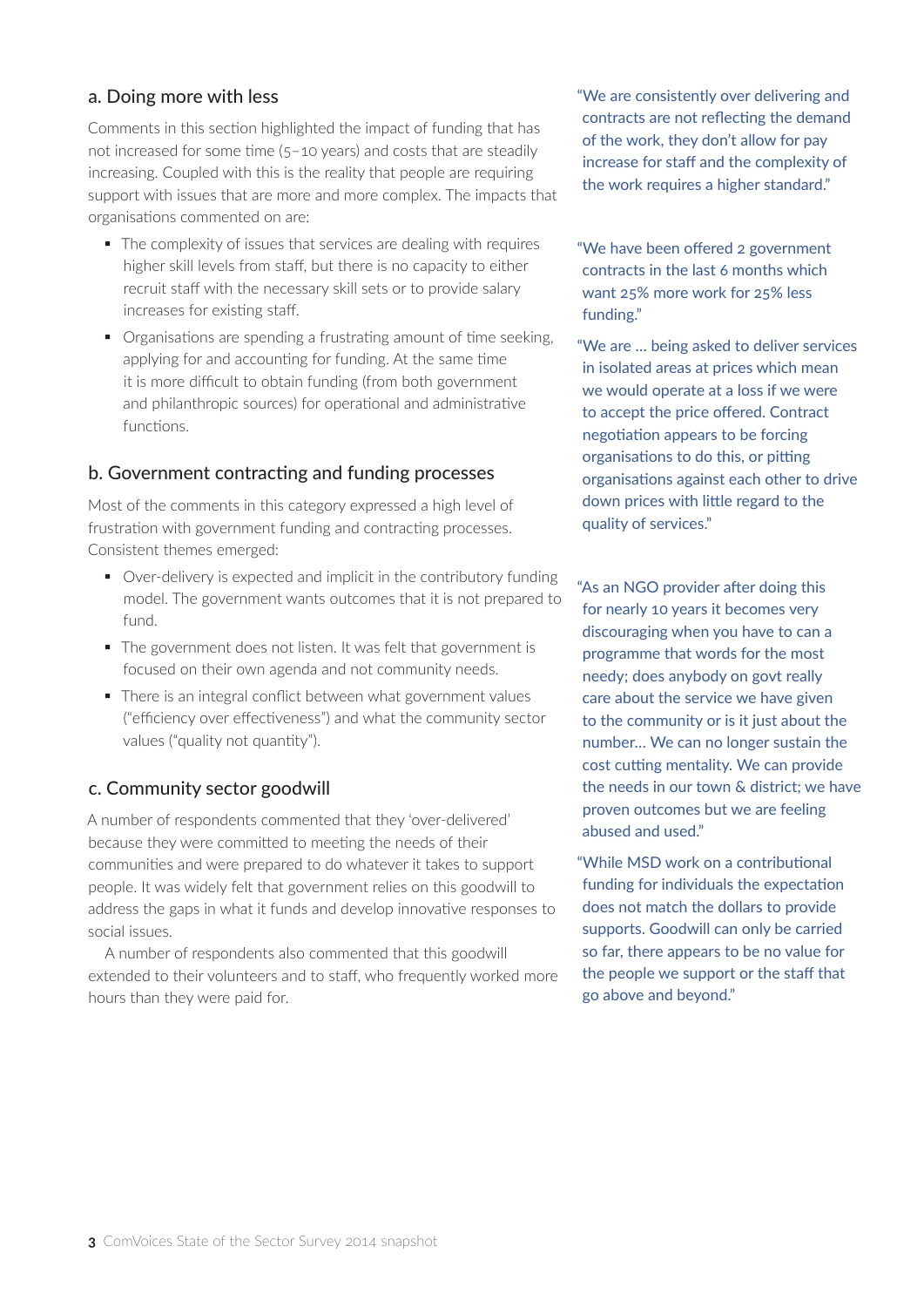## a. Doing more with less

Comments in this section highlighted the impact of funding that has not increased for some time (5–10 years) and costs that are steadily increasing. Coupled with this is the reality that people are requiring support with issues that are more and more complex. The impacts that organisations commented on are:

- The complexity of issues that services are dealing with requires higher skill levels from staff, but there is no capacity to either recruit staff with the necessary skill sets or to provide salary increases for existing staff.
- Organisations are spending a frustrating amount of time seeking, applying for and accounting for funding. At the same time it is more difficult to obtain funding (from both government and philanthropic sources) for operational and administrative functions.

## b. Government contracting and funding processes

Most of the comments in this category expressed a high level of frustration with government funding and contracting processes. Consistent themes emerged:

- Over-delivery is expected and implicit in the contributory funding model. The government wants outcomes that it is not prepared to fund.
- The government does not listen. It was felt that government is focused on their own agenda and not community needs.
- There is an integral conflict between what government values ("efficiency over effectiveness") and what the community sector values ("quality not quantity").

## c. Community sector goodwill

A number of respondents commented that they 'over-delivered' because they were committed to meeting the needs of their communities and were prepared to do whatever it takes to support people. It was widely felt that government relies on this goodwill to address the gaps in what it funds and develop innovative responses to social issues.

A number of respondents also commented that this goodwill extended to their volunteers and to staff, who frequently worked more hours than they were paid for.

"We are consistently over delivering and contracts are not reflecting the demand of the work, they don't allow for pay increase for staff and the complexity of the work requires a higher standard."

"We have been offered 2 government contracts in the last 6 months which want 25% more work for 25% less funding."

"We are … being asked to deliver services in isolated areas at prices which mean we would operate at a loss if we were to accept the price offered. Contract negotiation appears to be forcing organisations to do this, or pitting organisations against each other to drive down prices with little regard to the quality of services."

"As an NGO provider after doing this for nearly 10 years it becomes very discouraging when you have to can a programme that words for the most needy; does anybody on govt really care about the service we have given to the community or is it just about the number… We can no longer sustain the cost cutting mentality. We can provide the needs in our town & district; we have proven outcomes but we are feeling abused and used."

"While MSD work on a contributional funding for individuals the expectation does not match the dollars to provide supports. Goodwill can only be carried so far, there appears to be no value for the people we support or the staff that go above and beyond."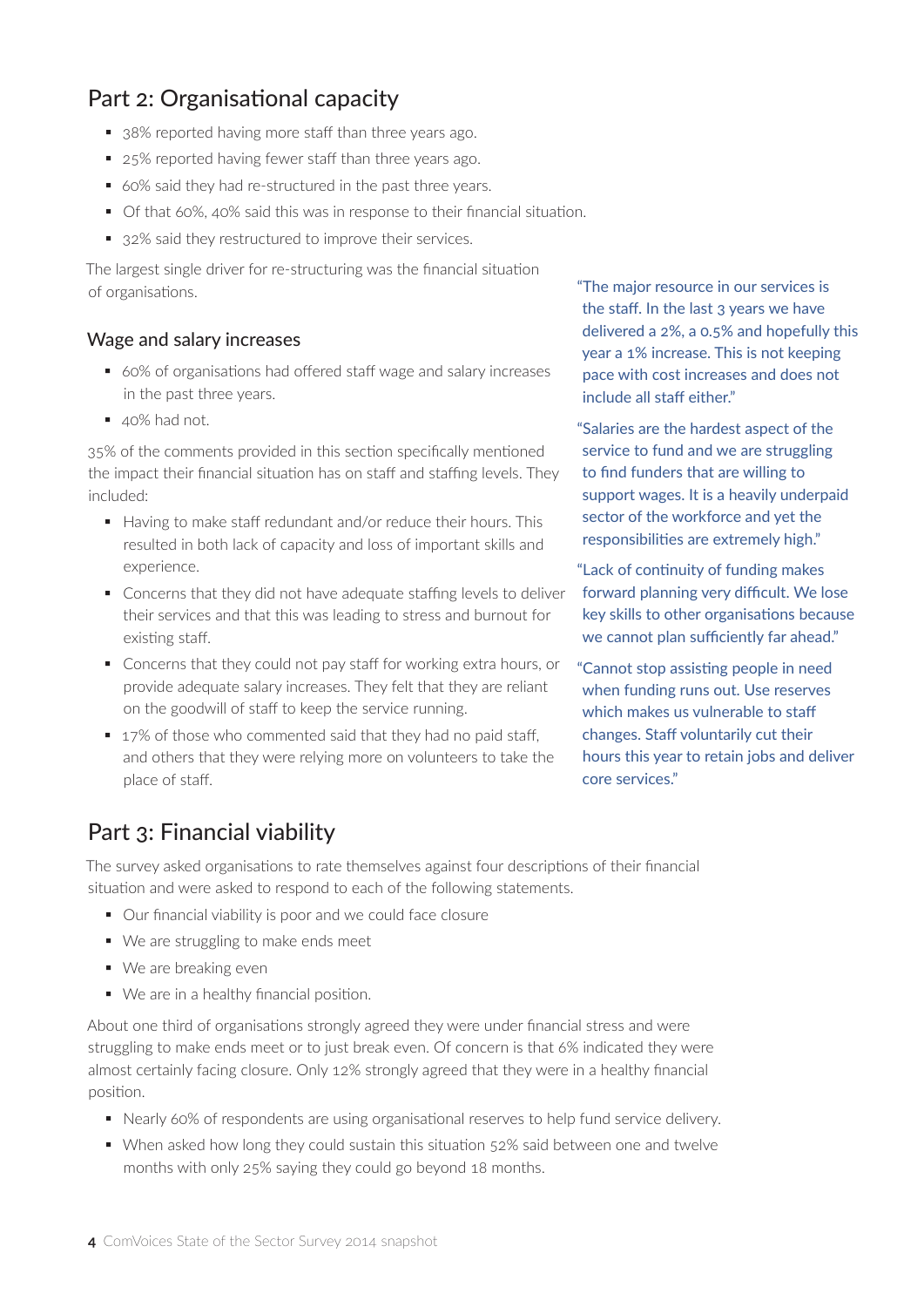## Part 2: Organisational capacity

- 38% reported having more staff than three years ago.
- 25% reported having fewer staff than three years ago.
- 60% said they had re-structured in the past three years.
- Of that 60%, 40% said this was in response to their financial situation.
- 32% said they restructured to improve their services.

The largest single driver for re-structuring was the financial situation of organisations.

### Wage and salary increases

- 60% of organisations had offered staff wage and salary increases in the past three years.
- 40% had not.

35% of the comments provided in this section specifically mentioned the impact their financial situation has on staff and staffing levels. They included:

- Having to make staff redundant and/or reduce their hours. This resulted in both lack of capacity and loss of important skills and experience.
- Concerns that they did not have adequate staffing levels to deliver their services and that this was leading to stress and burnout for existing staff.
- Concerns that they could not pay staff for working extra hours, or provide adequate salary increases. They felt that they are reliant on the goodwill of staff to keep the service running.
- 17% of those who commented said that they had no paid staff, and others that they were relying more on volunteers to take the place of staff.

"The major resource in our services is the staff. In the last 3 years we have delivered a 2%, a 0.5% and hopefully this year a 1% increase. This is not keeping pace with cost increases and does not include all staff either."

"Salaries are the hardest aspect of the service to fund and we are struggling to find funders that are willing to support wages. It is a heavily underpaid sector of the workforce and yet the responsibilities are extremely high."

"Lack of continuity of funding makes forward planning very difficult. We lose key skills to other organisations because we cannot plan sufficiently far ahead."

"Cannot stop assisting people in need when funding runs out. Use reserves which makes us vulnerable to staff changes. Staff voluntarily cut their hours this year to retain jobs and deliver core services."

## Part 3: Financial viability

The survey asked organisations to rate themselves against four descriptions of their financial situation and were asked to respond to each of the following statements.

- Our financial viability is poor and we could face closure
- We are struggling to make ends meet
- We are breaking even
- We are in a healthy financial position.

About one third of organisations strongly agreed they were under financial stress and were struggling to make ends meet or to just break even. Of concern is that 6% indicated they were almost certainly facing closure. Only 12% strongly agreed that they were in a healthy financial position.

- Nearly 60% of respondents are using organisational reserves to help fund service delivery.
- When asked how long they could sustain this situation 52% said between one and twelve months with only 25% saying they could go beyond 18 months.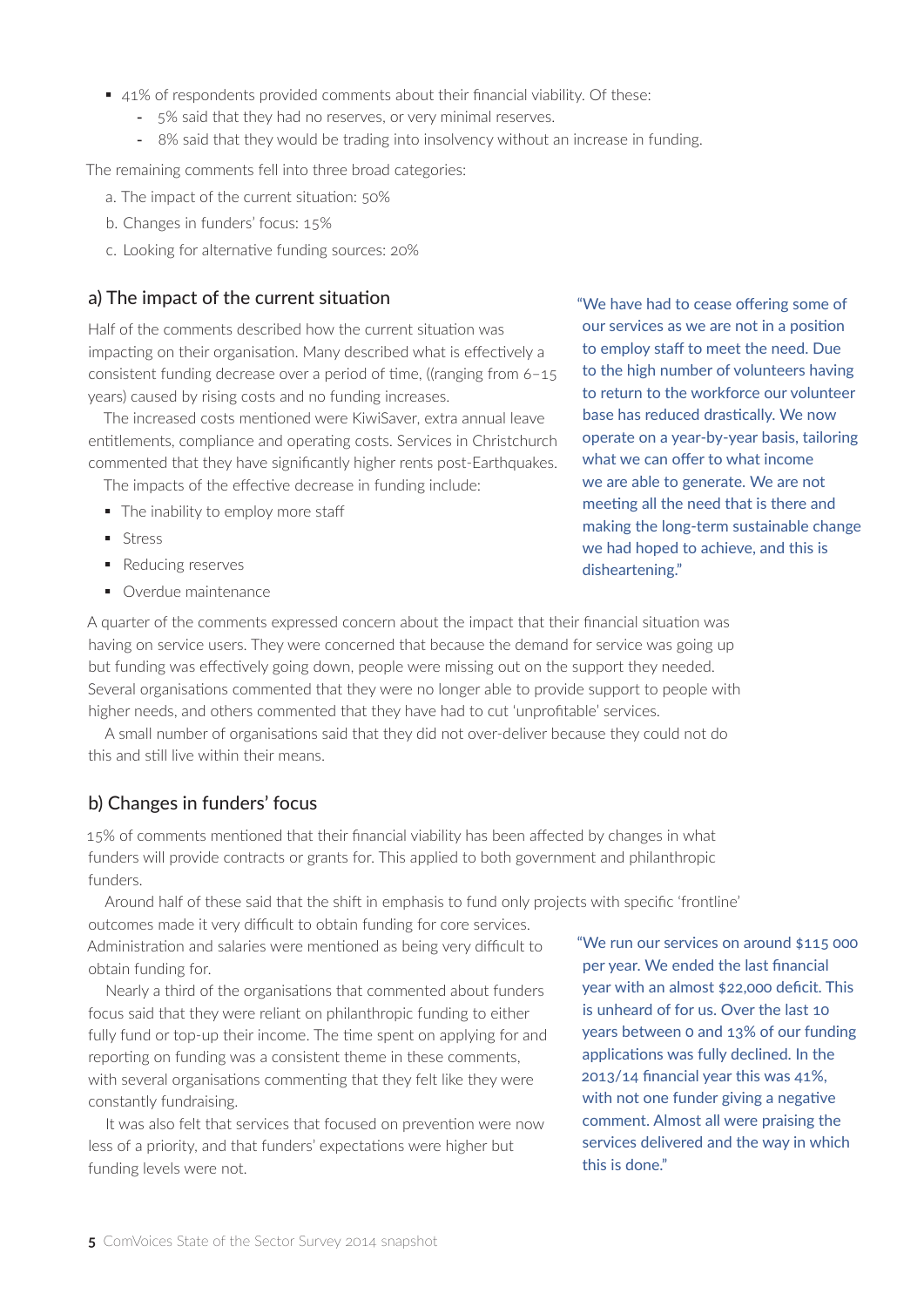- 41% of respondents provided comments about their financial viability. Of these:
  - 5% said that they had no reserves, or very minimal reserves.
  - 8% said that they would be trading into insolvency without an increase in funding.

The remaining comments fell into three broad categories:

a. The impact of the current situation: 50%

b. Changes in funders' focus: 15%

c. Looking for alternative funding sources: 20%

## a) The impact of the current situation

Half of the comments described how the current situation was impacting on their organisation. Many described what is effectively a consistent funding decrease over a period of time, ((ranging from 6–15 years) caused by rising costs and no funding increases.

The increased costs mentioned were KiwiSaver, extra annual leave entitlements, compliance and operating costs. Services in Christchurch commented that they have significantly higher rents post-Earthquakes.

The impacts of the effective decrease in funding include:

- The inability to employ more staff
- Stress
- Reducing reserves
- Overdue maintenance

"We have had to cease offering some of our services as we are not in a position to employ staff to meet the need. Due to the high number of volunteers having to return to the workforce our volunteer base has reduced drastically. We now operate on a year-by-year basis, tailoring what we can offer to what income we are able to generate. We are not meeting all the need that is there and making the long-term sustainable change we had hoped to achieve, and this is disheartening."

A quarter of the comments expressed concern about the impact that their financial situation was having on service users. They were concerned that because the demand for service was going up but funding was effectively going down, people were missing out on the support they needed. Several organisations commented that they were no longer able to provide support to people with higher needs, and others commented that they have had to cut 'unprofitable' services.

A small number of organisations said that they did not over-deliver because they could not do this and still live within their means.

## b) Changes in funders' focus

15% of comments mentioned that their financial viability has been affected by changes in what funders will provide contracts or grants for. This applied to both government and philanthropic funders.

Around half of these said that the shift in emphasis to fund only projects with specific 'frontline' outcomes made it very difficult to obtain funding for core services. Administration and salaries were mentioned as being very difficult to obtain funding for.

Nearly a third of the organisations that commented about funders focus said that they were reliant on philanthropic funding to either fully fund or top-up their income. The time spent on applying for and reporting on funding was a consistent theme in these comments, with several organisations commenting that they felt like they were constantly fundraising.

It was also felt that services that focused on prevention were now less of a priority, and that funders' expectations were higher but funding levels were not.

"We run our services on around $115 000 per year. We ended the last financial year with an almost $22,000 deficit. This is unheard of for us. Over the last 10 years between 0 and 13% of our funding applications was fully declined. In the 2013/14 financial year this was 41%, with not one funder giving a negative comment. Almost all were praising the services delivered and the way in which this is done."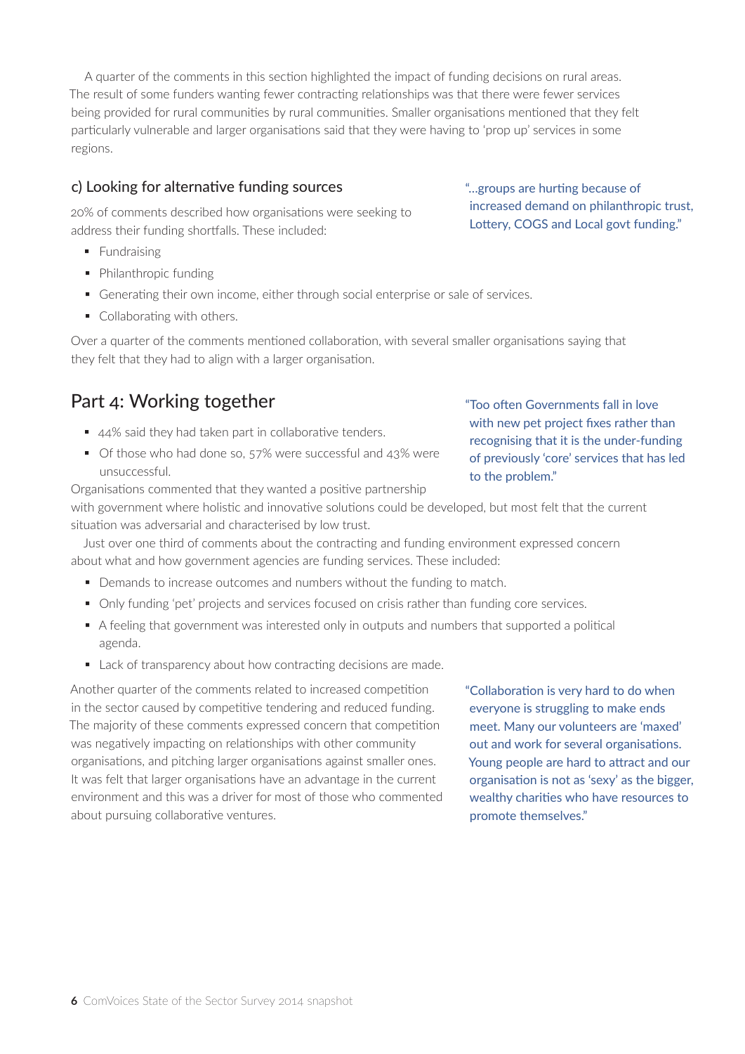A quarter of the comments in this section highlighted the impact of funding decisions on rural areas. The result of some funders wanting fewer contracting relationships was that there were fewer services being provided for rural communities by rural communities. Smaller organisations mentioned that they felt particularly vulnerable and larger organisations said that they were having to 'prop up' services in some regions.

### c) Looking for alternative funding sources

> "...groups are hurting because of increased demand on philanthropic trust, Lottery, COGS and Local govt funding."

20% of comments described how organisations were seeking to address their funding shortfalls. These included:

- Fundraising
- Philanthropic funding
- Generating their own income, either through social enterprise or sale of services.
- Collaborating with others.

Over a quarter of the comments mentioned collaboration, with several smaller organisations saying that they felt that they had to align with a larger organisation.

## Part 4: Working together

> "Too often Governments fall in love with new pet project fixes rather than recognising that it is the under-funding of previously 'core' services that has led to the problem."

- 44% said they had taken part in collaborative tenders.
- Of those who had done so, 57% were successful and 43% were unsuccessful.

Organisations commented that they wanted a positive partnership with government where holistic and innovative solutions could be developed, but most felt that the current situation was adversarial and characterised by low trust.

Just over one third of comments about the contracting and funding environment expressed concern about what and how government agencies are funding services. These included:

- Demands to increase outcomes and numbers without the funding to match.
- Only funding 'pet' projects and services focused on crisis rather than funding core services.
- A feeling that government was interested only in outputs and numbers that supported a political agenda.
- Lack of transparency about how contracting decisions are made.

Another quarter of the comments related to increased competition in the sector caused by competitive tendering and reduced funding. The majority of these comments expressed concern that competition was negatively impacting on relationships with other community organisations, and pitching larger organisations against smaller ones. It was felt that larger organisations have an advantage in the current environment and this was a driver for most of those who commented about pursuing collaborative ventures.

> "Collaboration is very hard to do when everyone is struggling to make ends meet. Many our volunteers are 'maxed' out and work for several organisations. Young people are hard to attract and our organisation is not as 'sexy' as the bigger, wealthy charities who have resources to promote themselves."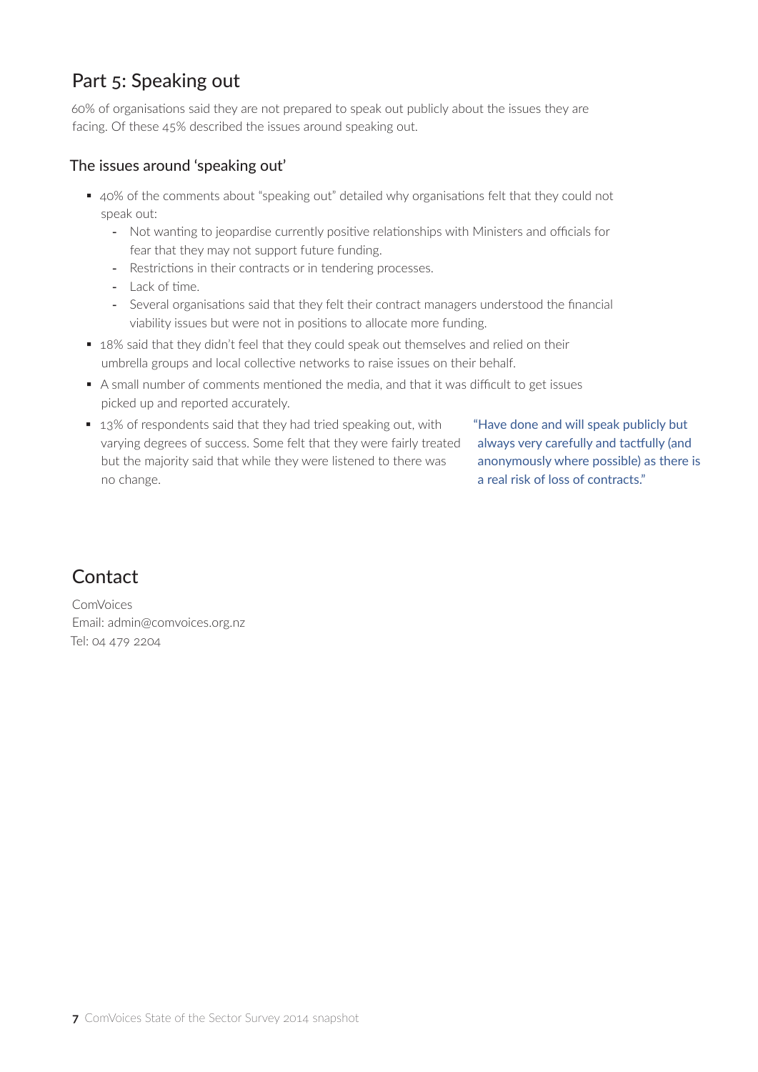## Part 5: Speaking out

60% of organisations said they are not prepared to speak out publicly about the issues they are facing. Of these 45% described the issues around speaking out.

### The issues around 'speaking out'

- 40% of the comments about "speaking out" detailed why organisations felt that they could not speak out:
  - Not wanting to jeopardise currently positive relationships with Ministers and officials for fear that they may not support future funding.
  - Restrictions in their contracts or in tendering processes.
  - Lack of time.
  - Several organisations said that they felt their contract managers understood the financial viability issues but were not in positions to allocate more funding.
- 18% said that they didn't feel that they could speak out themselves and relied on their umbrella groups and local collective networks to raise issues on their behalf.
- A small number of comments mentioned the media, and that it was difficult to get issues picked up and reported accurately.
- 13% of respondents said that they had tried speaking out, with varying degrees of success. Some felt that they were fairly treated but the majority said that while they were listened to there was no change.

"Have done and will speak publicly but always very carefully and tactfully (and anonymously where possible) as there is a real risk of loss of contracts."

## Contact

ComVoices
Email: admin@comvoices.org.nz
Tel: 04 479 2204